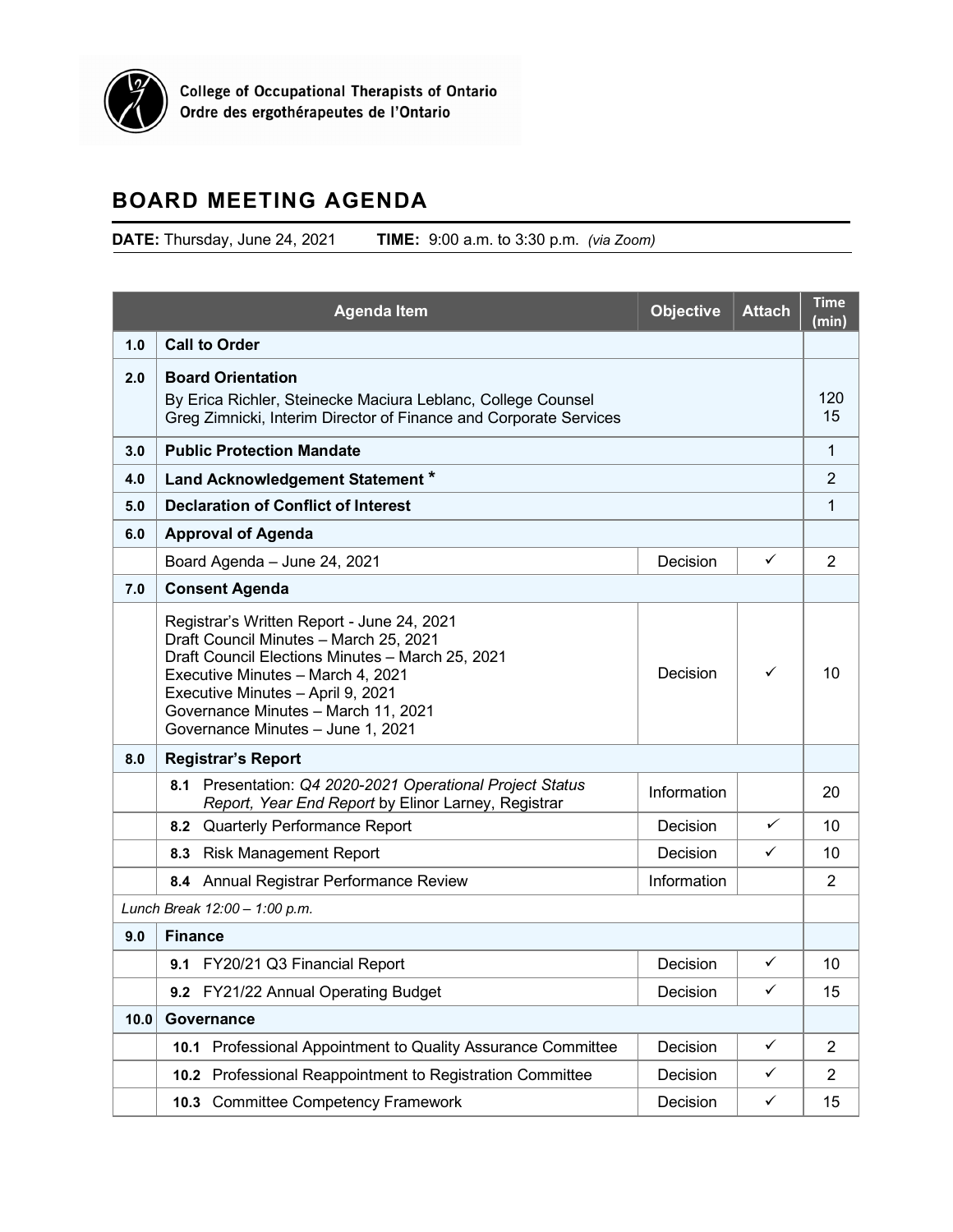College of Occupational Therapists of Ontario
Ordre des ergothérapeutes de l'Ontario

# BOARD MEETING AGENDA

**DATE:** Thursday, June 24, 2021 **TIME:** 9:00 a.m. to 3:30 p.m. *(via Zoom)*

| | Agenda Item | Objective | Attach | Time (min) |
|---|---|---|---|---|
| **1.0** | **Call to Order** | | | |
| **2.0** | **Board Orientation**<br>By Erica Richler, Steinecke Maciura Leblanc, College Counsel<br>Greg Zimnicki, Interim Director of Finance and Corporate Services | | | 120<br>15 |
| **3.0** | **Public Protection Mandate** | | | 1 |
| **4.0** | **Land Acknowledgement Statement** * | | | 2 |
| **5.0** | **Declaration of Conflict of Interest** | | | 1 |
| **6.0** | **Approval of Agenda** | | | |
| | Board Agenda – June 24, 2021 | Decision | ✓ | 2 |
| **7.0** | **Consent Agenda** | | | |
| | Registrar's Written Report - June 24, 2021<br>Draft Council Minutes – March 25, 2021<br>Draft Council Elections Minutes – March 25, 2021<br>Executive Minutes – March 4, 2021<br>Executive Minutes – April 9, 2021<br>Governance Minutes – March 11, 2021<br>Governance Minutes – June 1, 2021 | Decision | ✓ | 10 |
| **8.0** | **Registrar's Report** | | | |
| | **8.1** Presentation: *Q4 2020-2021 Operational Project Status Report, Year End Report* by Elinor Larney, Registrar | Information | | 20 |
| | **8.2** Quarterly Performance Report | Decision | ✓ | 10 |
| | **8.3** Risk Management Report | Decision | ✓ | 10 |
| | **8.4** Annual Registrar Performance Review | Information | | 2 |
| *Lunch Break 12:00 – 1:00 p.m.* | | | | |
| **9.0** | **Finance** | | | |
| | **9.1** FY20/21 Q3 Financial Report | Decision | ✓ | 10 |
| | **9.2** FY21/22 Annual Operating Budget | Decision | ✓ | 15 |
| **10.0** | **Governance** | | | |
| | **10.1** Professional Appointment to Quality Assurance Committee | Decision | ✓ | 2 |
| | **10.2** Professional Reappointment to Registration Committee | Decision | ✓ | 2 |
| | **10.3** Committee Competency Framework | Decision | ✓ | 15 |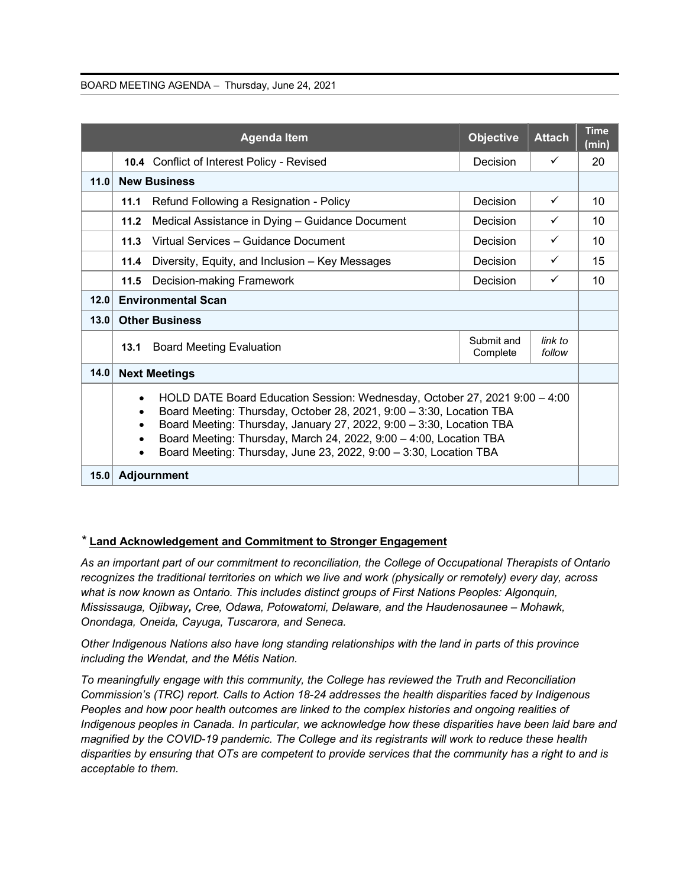| | Agenda Item | Objective | Attach | Time (min) |
|---|---|---|---|---|
| | **10.4** Conflict of Interest Policy - Revised | Decision | ✓ | 20 |
| **11.0** | **New Business** | | | |
| | **11.1** Refund Following a Resignation - Policy | Decision | ✓ | 10 |
| | **11.2** Medical Assistance in Dying – Guidance Document | Decision | ✓ | 10 |
| | **11.3** Virtual Services – Guidance Document | Decision | ✓ | 10 |
| | **11.4** Diversity, Equity, and Inclusion – Key Messages | Decision | ✓ | 15 |
| | **11.5** Decision-making Framework | Decision | ✓ | 10 |
| **12.0** | **Environmental Scan** | | | |
| **13.0** | **Other Business** | | | |
| | **13.1** Board Meeting Evaluation | Submit and Complete | *link to follow* | |
| **14.0** | **Next Meetings** | | | |
| | • HOLD DATE Board Education Session: Wednesday, October 27, 2021 9:00 – 4:00<br>• Board Meeting: Thursday, October 28, 2021, 9:00 – 3:30, Location TBA<br>• Board Meeting: Thursday, January 27, 2022, 9:00 – 3:30, Location TBA<br>• Board Meeting: Thursday, March 24, 2022, 9:00 – 4:00, Location TBA<br>• Board Meeting: Thursday, June 23, 2022, 9:00 – 3:30, Location TBA | | | |
| **15.0** | **Adjournment** | | | |

\* **Land Acknowledgement and Commitment to Stronger Engagement**

*As an important part of our commitment to reconciliation, the College of Occupational Therapists of Ontario recognizes the traditional territories on which we live and work (physically or remotely) every day, across what is now known as Ontario. This includes distinct groups of First Nations Peoples: Algonquin, Mississauga, Ojibway, Cree, Odawa, Potowatomi, Delaware, and the Haudenosaunee – Mohawk, Onondaga, Oneida, Cayuga, Tuscarora, and Seneca.*

*Other Indigenous Nations also have long standing relationships with the land in parts of this province including the Wendat, and the Métis Nation.*

*To meaningfully engage with this community, the College has reviewed the Truth and Reconciliation Commission's (TRC) report. Calls to Action 18-24 addresses the health disparities faced by Indigenous Peoples and how poor health outcomes are linked to the complex histories and ongoing realities of Indigenous peoples in Canada. In particular, we acknowledge how these disparities have been laid bare and magnified by the COVID-19 pandemic. The College and its registrants will work to reduce these health disparities by ensuring that OTs are competent to provide services that the community has a right to and is acceptable to them.*